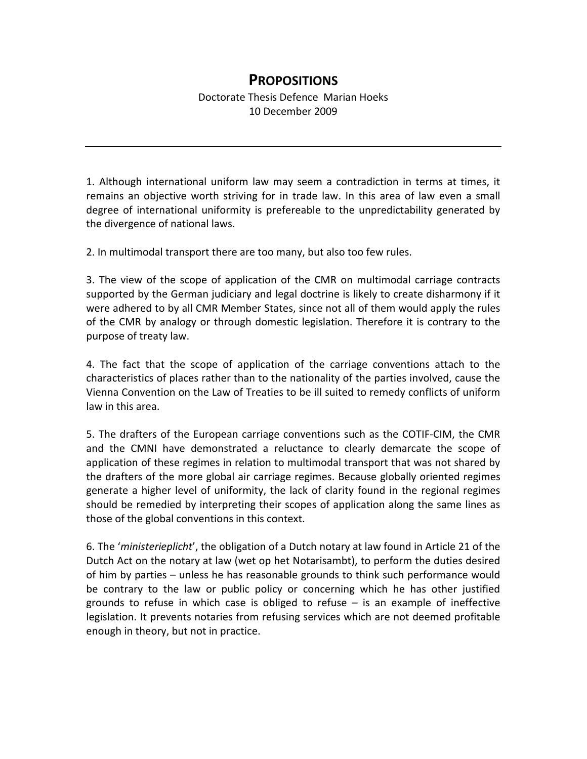# PROPOSITIONS

Doctorate Thesis Defence Marian Hoeks
10 December 2009

---

1. Although international uniform law may seem a contradiction in terms at times, it remains an objective worth striving for in trade law. In this area of law even a small degree of international uniformity is prefereable to the unpredictability generated by the divergence of national laws.

2. In multimodal transport there are too many, but also too few rules.

3. The view of the scope of application of the CMR on multimodal carriage contracts supported by the German judiciary and legal doctrine is likely to create disharmony if it were adhered to by all CMR Member States, since not all of them would apply the rules of the CMR by analogy or through domestic legislation. Therefore it is contrary to the purpose of treaty law.

4. The fact that the scope of application of the carriage conventions attach to the characteristics of places rather than to the nationality of the parties involved, cause the Vienna Convention on the Law of Treaties to be ill suited to remedy conflicts of uniform law in this area.

5. The drafters of the European carriage conventions such as the COTIF-CIM, the CMR and the CMNI have demonstrated a reluctance to clearly demarcate the scope of application of these regimes in relation to multimodal transport that was not shared by the drafters of the more global air carriage regimes. Because globally oriented regimes generate a higher level of uniformity, the lack of clarity found in the regional regimes should be remedied by interpreting their scopes of application along the same lines as those of the global conventions in this context.

6. The '*ministerieplicht*', the obligation of a Dutch notary at law found in Article 21 of the Dutch Act on the notary at law (wet op het Notarisambt), to perform the duties desired of him by parties – unless he has reasonable grounds to think such performance would be contrary to the law or public policy or concerning which he has other justified grounds to refuse in which case is obliged to refuse – is an example of ineffective legislation. It prevents notaries from refusing services which are not deemed profitable enough in theory, but not in practice.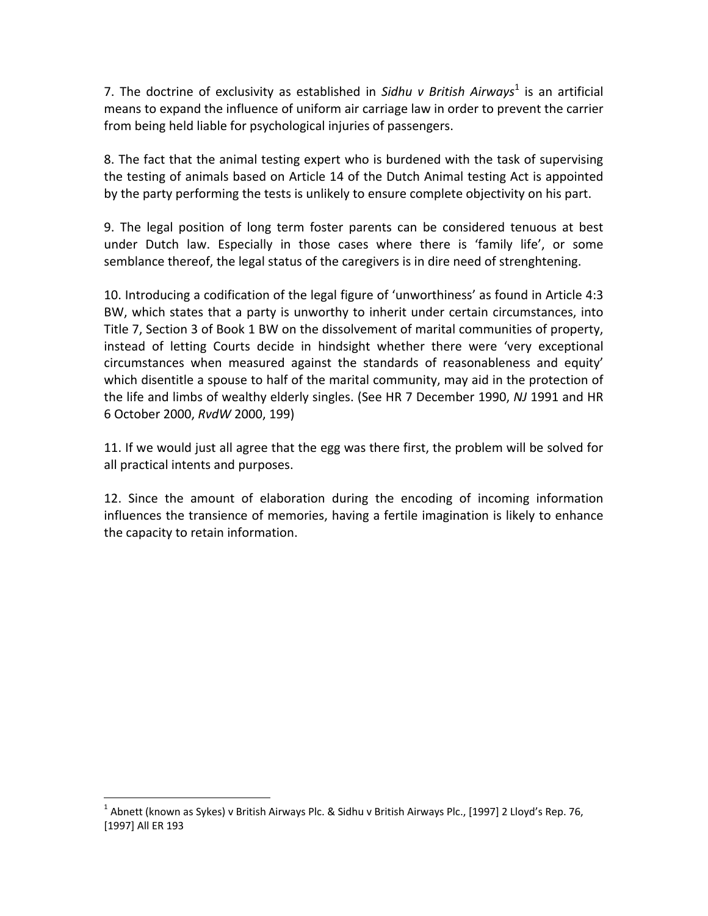7. The doctrine of exclusivity as established in *Sidhu v British Airways*[1] is an artificial means to expand the influence of uniform air carriage law in order to prevent the carrier from being held liable for psychological injuries of passengers.

8. The fact that the animal testing expert who is burdened with the task of supervising the testing of animals based on Article 14 of the Dutch Animal testing Act is appointed by the party performing the tests is unlikely to ensure complete objectivity on his part.

9. The legal position of long term foster parents can be considered tenuous at best under Dutch law. Especially in those cases where there is 'family life', or some semblance thereof, the legal status of the caregivers is in dire need of strenghtening.

10. Introducing a codification of the legal figure of 'unworthiness' as found in Article 4:3 BW, which states that a party is unworthy to inherit under certain circumstances, into Title 7, Section 3 of Book 1 BW on the dissolvement of marital communities of property, instead of letting Courts decide in hindsight whether there were 'very exceptional circumstances when measured against the standards of reasonableness and equity' which disentitle a spouse to half of the marital community, may aid in the protection of the life and limbs of wealthy elderly singles. (See HR 7 December 1990, *NJ* 1991 and HR 6 October 2000, *RvdW* 2000, 199)

11. If we would just all agree that the egg was there first, the problem will be solved for all practical intents and purposes.

12. Since the amount of elaboration during the encoding of incoming information influences the transience of memories, having a fertile imagination is likely to enhance the capacity to retain information.

[1] Abnett (known as Sykes) v British Airways Plc. & Sidhu v British Airways Plc., [1997] 2 Lloyd's Rep. 76, [1997] All ER 193